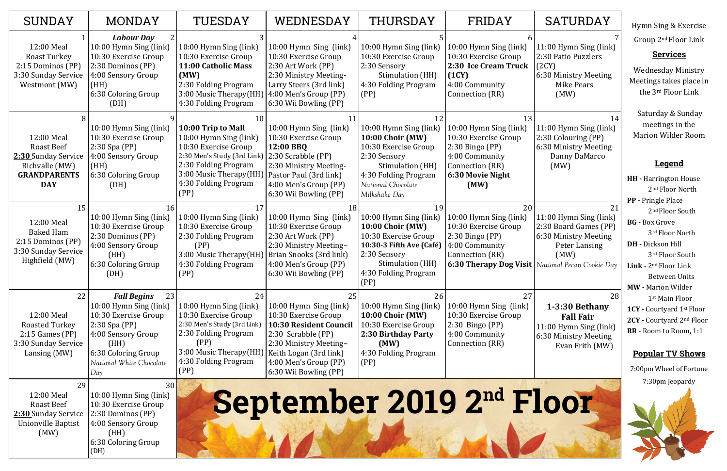# September 2019 2nd Floor

| SUNDAY | MONDAY | TUESDAY | WEDNESDAY | THURSDAY | FRIDAY | SATURDAY |
|---|---|---|---|---|---|---|
| 1<br>12:00 Meal<br>Roast Turkey<br>2:15 Dominos (PP)<br>3:30 Sunday Service Westmont (MW) | 2<br>***Labour Day***<br>10:00 Hymn Sing (link)<br>10:30 Exercise Group<br>2:30 Dominos (PP)<br>4:00 Sensory Group (HH)<br>6:30 Coloring Group (DH) | 3<br>10:00 Hymn Sing (link)<br>10:30 Exercise Group<br>**11:00 Catholic Mass (MW)**<br>2:30 Folding Program<br>3:00 Music Therapy(HH)<br>4:30 Folding Program | 4<br>10:00 Hymn Sing (link)<br>10:30 Exercise Group<br>2:30 Art Work (PP)<br>2:30 Ministry Meeting- Larry Steers (3rd link)<br>4:00 Men's Group (PP)<br>6:30 Wii Bowling (PP) | 5<br>10:00 Hymn Sing (link)<br>10:30 Exercise Group<br>2:30 Sensory Stimulation (HH)<br>4:30 Folding Program (PP) | 6<br>10:00 Hymn Sing (link)<br>10:30 Exercise Group<br>**2:30 Ice Cream Truck (1CY)**<br>4:00 Community Connection (RR) | 7<br>11:00 Hymn Sing (link)<br>2:30 Patio Puzzlers (2CY)<br>6:30 Ministry Meeting Mike Pears (MW) |
| 8<br>12:00 Meal<br>Roast Beef<br>**2:30** Sunday Service Richvalle (MW)<br>**GRANDPARENTS DAY** | 9<br>10:00 Hymn Sing (link)<br>10:30 Exercise Group<br>2:30 Spa (PP)<br>4:00 Sensory Group (HH)<br>6:30 Coloring Group (DH) | 10<br>**10:00 Trip to Mall**<br>10:00 Hymn Sing (link)<br>10:30 Exercise Group<br>2:30 Men's Study (3rd Link)<br>2:30 Folding Program<br>3:00 Music Therapy(HH)<br>4:30 Folding Program (PP) | 11<br>10:00 Hymn Sing (link)<br>10:30 Exercise Group<br>**12:00 BBQ**<br>2:30 Scrabble (PP)<br>2:30 Ministry Meeting- Pastor Paul (3rd link)<br>4:00 Men's Group (PP)<br>6:30 Wii Bowling (PP) | 12<br>10:00 Hymn Sing (link)<br>**10:00 Choir (MW)**<br>10:30 Exercise Group<br>2:30 Sensory Stimulation (HH)<br>4:30 Folding Program<br>*National Chocolate Milkshake Day* | 13<br>10:00 Hymn Sing (link)<br>10:30 Exercise Group<br>2:30 Bingo (PP)<br>4:00 Community Connection (RR)<br>**6:30 Movie Night (MW)** | 14<br>11:00 Hymn Sing (link)<br>2:30 Colouring (PP)<br>6:30 Ministry Meeting Danny DaMarco (MW) |
| 15<br>12:00 Meal<br>Baked Ham<br>2:15 Dominos (PP)<br>3:30 Sunday Service Highfield (MW) | 16<br>10:00 Hymn Sing (link)<br>10:30 Exercise Group<br>2:30 Dominos (PP)<br>4:00 Sensory Group (HH)<br>6:30 Coloring Group (DH) | 17<br>10:00 Hymn Sing (link)<br>10:30 Exercise Group<br>2:30 Folding Program (PP)<br>3:00 Music Therapy(HH)<br>4:30 Folding Program (PP) | 18<br>10:00 Hymn Sing (link)<br>10:30 Exercise Group<br>2:30 Art Work (PP)<br>2:30 Ministry Meeting– Brian Snooks (3rd link)<br>4:00 Men's Group (PP)<br>6:30 Wii Bowling (PP) | 19<br>10:00 Hymn Sing (link)<br>**10:00 Choir (MW)**<br>10:30 Exercise Group<br>**10:30-3 Fifth Ave (Café)**<br>2:30 Sensory Stimulation (HH)<br>4:30 Folding Program (PP) | 20<br>10:00 Hymn Sing (link)<br>10:30 Exercise Group<br>2:30 Bingo (PP)<br>4:00 Community Connection (RR)<br>**6:30 Therapy Dog Visit** | 21<br>11:00 Hymn Sing (link)<br>2:30 Board Games (PP)<br>6:30 Ministry Meeting Peter Lansing (MW)<br>*National Pecan Cookie Day* |
| 22<br>12:00 Meal<br>Roasted Turkey<br>2:15 Games (PP)<br>3:30 Sunday Service Lansing (MW) | 23<br>***Fall Begins***<br>10:00 Hymn Sing (link)<br>10:30 Exercise Group<br>2:30 Spa (PP)<br>4:00 Sensory Group (HH)<br>6:30 Coloring Group<br>*National White Chocolate Day* | 24<br>10:00 Hymn Sing (link)<br>10:30 Exercise Group<br>2:30 Men's Study (3rd Link)<br>2:30 Folding Program (PP)<br>3:00 Music Therapy(HH)<br>4:30 Folding Program (PP) | 25<br>10:00 Hymn Sing (link)<br>10:30 Exercise Group<br>**10:30 Resident Council**<br>2:30 Scrabble (PP)<br>2:30 Ministry Meeting– Keith Logan (3rd link)<br>4:00 Men's Group (PP)<br>6:30 Wii Bowling (PP) | 26<br>10:00 Hymn Sing (link)<br>**10:00 Choir (MW)**<br>10:30 Exercise Group<br>**2:30 Birthday Party (MW)**<br>4:30 Folding Program (PP) | 27<br>10:00 Hymn Sing (link)<br>10:30 Exercise Group<br>2:30 Bingo (PP)<br>4:00 Community Connection (RR) | 28<br>**1-3:30 Bethany Fall Fair**<br>11:00 Hymn Sing (link)<br>6:30 Ministry Meeting Evan Frith (MW) |
| 29<br>12:00 Meal<br>Roast Beef<br>**2:30** Sunday Service Unionville Baptist (MW) | 30<br>10:00 Hymn Sing (link)<br>10:30 Exercise Group<br>2:30 Dominos (PP)<br>4:00 Sensory Group (HH)<br>6:30 Coloring Group (DH) | | | | | |

Hymn Sing & Exercise Group 2nd Floor Link

## Services

Wednesday Ministry Meetings takes place in the 3rd Floor Link

Saturday & Sunday meetings in the Marion Wilder Room

## Legend

**HH -** Harrington House 2nd Floor North
**PP -** Pringle Place 2nd Floor South
**BG -** Box Grove 3rd Floor North
**DH -** Dickson Hill 3rd Floor South
**Link -** 2nd Floor Link Between Units
**MW -** Marion Wilder 1st Main Floor
**1CY -** Courtyard 1st Floor
**2CY -** Courtyard 2nd Floor
**RR -** Room to Room, 1:1

## Popular TV Shows

7:00pm Wheel of Fortune
7:30pm Jeopardy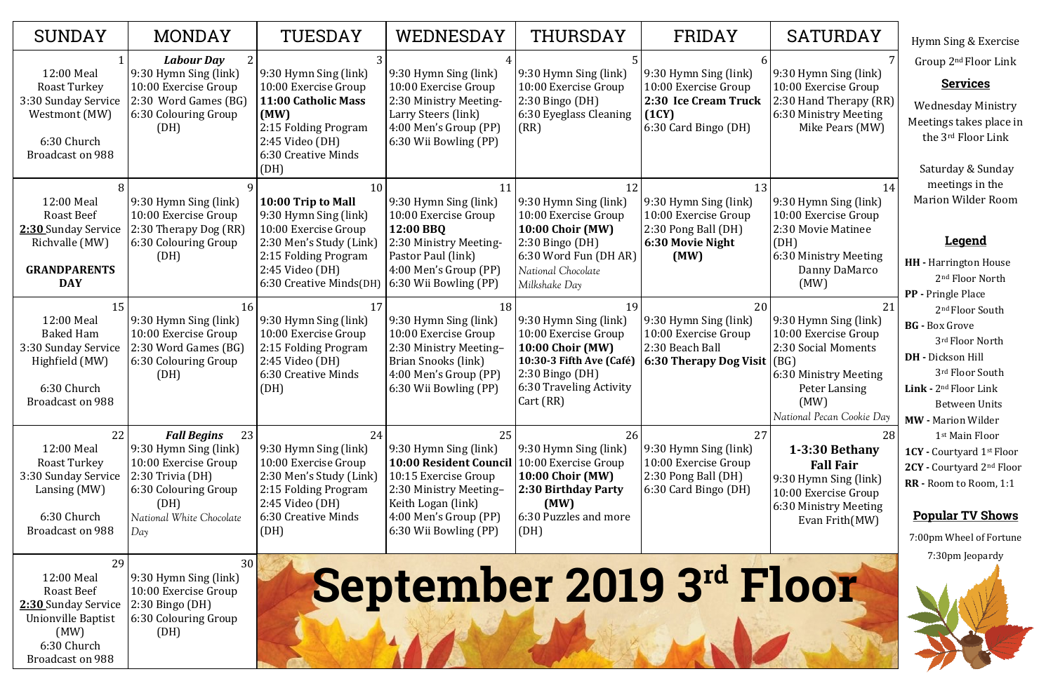# September 2019 3rd Floor

| SUNDAY | MONDAY | TUESDAY | WEDNESDAY | THURSDAY | FRIDAY | SATURDAY |
|---|---|---|---|---|---|---|
| 1<br>12:00 Meal<br>Roast Turkey<br>3:30 Sunday Service Westmont (MW)<br><br>6:30 Church Broadcast on 988 | 2 ***Labour Day***<br>9:30 Hymn Sing (link)<br>10:00 Exercise Group<br>2:30 Word Games (BG)<br>6:30 Colouring Group (DH) | 3<br>9:30 Hymn Sing (link)<br>10:00 Exercise Group<br>**11:00 Catholic Mass (MW)**<br>2:15 Folding Program<br>2:45 Video (DH)<br>6:30 Creative Minds (DH) | 4<br>9:30 Hymn Sing (link)<br>10:00 Exercise Group<br>2:30 Ministry Meeting-Larry Steers (link)<br>4:00 Men's Group (PP)<br>6:30 Wii Bowling (PP) | 5<br>9:30 Hymn Sing (link)<br>10:00 Exercise Group<br>2:30 Bingo (DH)<br>6:30 Eyeglass Cleaning (RR) | 6<br>9:30 Hymn Sing (link)<br>10:00 Exercise Group<br>**2:30 Ice Cream Truck (1CY)**<br>6:30 Card Bingo (DH) | 7<br>9:30 Hymn Sing (link)<br>10:00 Exercise Group<br>2:30 Hand Therapy (RR)<br>6:30 Ministry Meeting Mike Pears (MW) |
| 8<br>12:00 Meal<br>Roast Beef<br><u>2:30</u> Sunday Service Richvalle (MW)<br><br>**GRANDPARENTS DAY** | 9<br>9:30 Hymn Sing (link)<br>10:00 Exercise Group<br>2:30 Therapy Dog (RR)<br>6:30 Colouring Group (DH) | 10<br>**10:00 Trip to Mall**<br>9:30 Hymn Sing (link)<br>10:00 Exercise Group<br>2:30 Men's Study (Link)<br>2:15 Folding Program<br>2:45 Video (DH)<br>6:30 Creative Minds(DH) | 11<br>9:30 Hymn Sing (link)<br>10:00 Exercise Group<br>**12:00 BBQ**<br>2:30 Ministry Meeting-Pastor Paul (link)<br>4:00 Men's Group (PP)<br>6:30 Wii Bowling (PP) | 12<br>9:30 Hymn Sing (link)<br>10:00 Exercise Group<br>**10:00 Choir (MW)**<br>2:30 Bingo (DH)<br>6:30 Word Fun (DH AR)<br>*National Chocolate Milkshake Day* | 13<br>9:30 Hymn Sing (link)<br>10:00 Exercise Group<br>2:30 Pong Ball (DH)<br>**6:30 Movie Night (MW)** | 14<br>9:30 Hymn Sing (link)<br>10:00 Exercise Group<br>2:30 Movie Matinee (DH)<br>6:30 Ministry Meeting Danny DaMarco (MW) |
| 15<br>12:00 Meal<br>Baked Ham<br>3:30 Sunday Service Highfield (MW)<br><br>6:30 Church Broadcast on 988 | 16<br>9:30 Hymn Sing (link)<br>10:00 Exercise Group<br>2:30 Word Games (BG)<br>6:30 Colouring Group (DH) | 17<br>9:30 Hymn Sing (link)<br>10:00 Exercise Group<br>2:15 Folding Program<br>2:45 Video (DH)<br>6:30 Creative Minds (DH) | 18<br>9:30 Hymn Sing (link)<br>10:00 Exercise Group<br>2:30 Ministry Meeting– Brian Snooks (link)<br>4:00 Men's Group (PP)<br>6:30 Wii Bowling (PP) | 19<br>9:30 Hymn Sing (link)<br>10:00 Exercise Group<br>**10:00 Choir (MW)**<br>**10:30-3 Fifth Ave (Café)**<br>2:30 Bingo (DH)<br>6:30 Traveling Activity Cart (RR) | 20<br>9:30 Hymn Sing (link)<br>10:00 Exercise Group<br>2:30 Beach Ball<br>**6:30 Therapy Dog Visit** | 21<br>9:30 Hymn Sing (link)<br>10:00 Exercise Group<br>2:30 Social Moments (BG)<br>6:30 Ministry Meeting Peter Lansing (MW)<br>*National Pecan Cookie Day* |
| 22<br>12:00 Meal<br>Roast Turkey<br>3:30 Sunday Service Lansing (MW)<br><br>6:30 Church Broadcast on 988 | 23 ***Fall Begins***<br>9:30 Hymn Sing (link)<br>10:00 Exercise Group<br>2:30 Trivia (DH)<br>6:30 Colouring Group (DH)<br>*National White Chocolate Day* | 24<br>9:30 Hymn Sing (link)<br>10:00 Exercise Group<br>2:30 Men's Study (Link)<br>2:15 Folding Program<br>2:45 Video (DH)<br>6:30 Creative Minds (DH) | 25<br>9:30 Hymn Sing (link)<br>**10:00 Resident Council**<br>10:15 Exercise Group<br>2:30 Ministry Meeting– Keith Logan (link)<br>4:00 Men's Group (PP)<br>6:30 Wii Bowling (PP) | 26<br>9:30 Hymn Sing (link)<br>10:00 Exercise Group<br>**10:00 Choir (MW)**<br>**2:30 Birthday Party (MW)**<br>6:30 Puzzles and more (DH) | 27<br>9:30 Hymn Sing (link)<br>10:00 Exercise Group<br>2:30 Pong Ball (DH)<br>6:30 Card Bingo (DH) | 28<br>**1-3:30 Bethany Fall Fair**<br>9:30 Hymn Sing (link)<br>10:00 Exercise Group<br>6:30 Ministry Meeting Evan Frith(MW) |
| 29<br>12:00 Meal<br>Roast Beef<br><u>2:30</u> Sunday Service Unionville Baptist (MW)<br>6:30 Church Broadcast on 988 | 30<br>9:30 Hymn Sing (link)<br>10:00 Exercise Group<br>2:30 Bingo (DH)<br>6:30 Colouring Group (DH) | | | | | |

Hymn Sing & Exercise Group 2nd Floor Link

**<u>Services</u>**

Wednesday Ministry Meetings takes place in the 3rd Floor Link

Saturday & Sunday meetings in the Marion Wilder Room

**<u>Legend</u>**

**HH -** Harrington House 2nd Floor North
**PP -** Pringle Place 2nd Floor South
**BG -** Box Grove 3rd Floor North
**DH -** Dickson Hill 3rd Floor South
**Link -** 2nd Floor Link Between Units
**MW -** Marion Wilder 1st Main Floor
**1CY -** Courtyard 1st Floor
**2CY -** Courtyard 2nd Floor
**RR -** Room to Room, 1:1

**<u>Popular TV Shows</u>**

7:00pm Wheel of Fortune
7:30pm Jeopardy